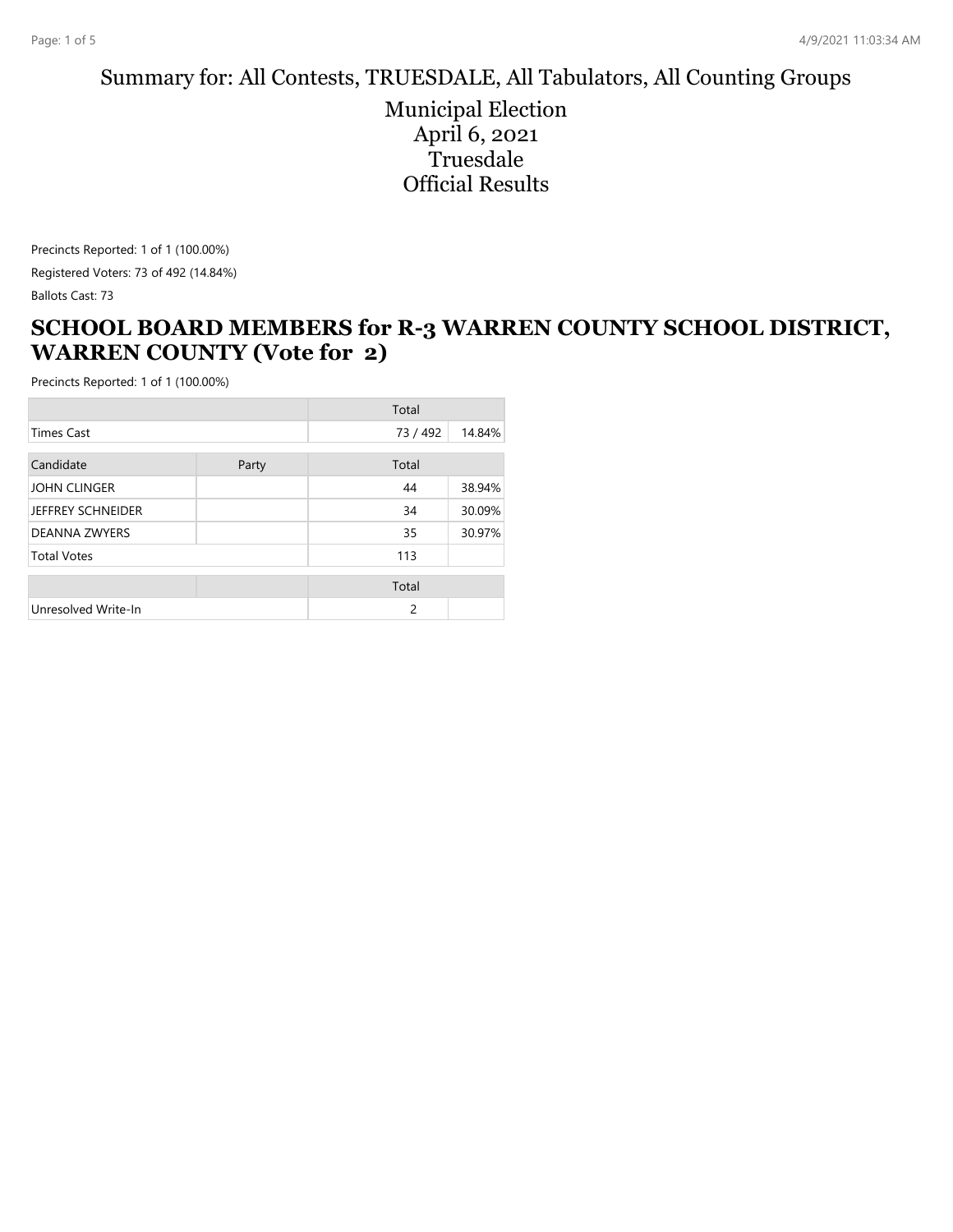# Summary for: All Contests, TRUESDALE, All Tabulators, All Counting Groups

## Municipal Election
## April 6, 2021
## Truesdale
## Official Results

Precincts Reported: 1 of 1 (100.00%)

Registered Voters: 73 of 492 (14.84%)

Ballots Cast: 73

## SCHOOL BOARD MEMBERS for R-3 WARREN COUNTY SCHOOL DISTRICT, WARREN COUNTY (Vote for 2)

Precincts Reported: 1 of 1 (100.00%)

| | | Total | |
|---|---|---|---|
| Times Cast | | 73 / 492 | 14.84% |

| Candidate | Party | Total | |
|---|---|---|---|
| JOHN CLINGER | | 44 | 38.94% |
| JEFFREY SCHNEIDER | | 34 | 30.09% |
| DEANNA ZWYERS | | 35 | 30.97% |
| Total Votes | | 113 | |

| | | Total | |
|---|---|---|---|
| Unresolved Write-In | | 2 | |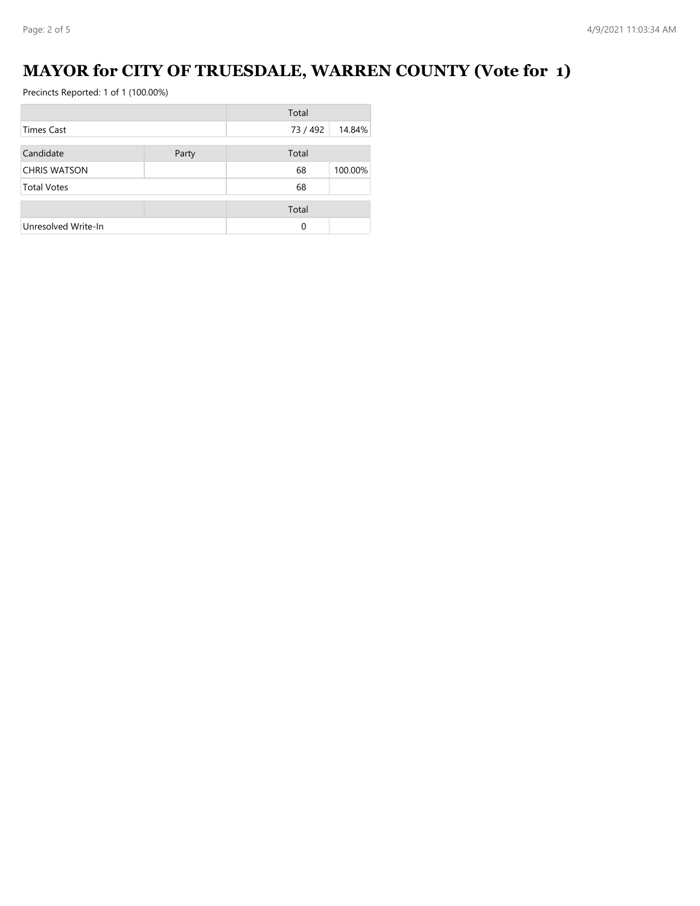# MAYOR for CITY OF TRUESDALE, WARREN COUNTY (Vote for 1)

Precincts Reported: 1 of 1 (100.00%)

| | Total | |
|---|---|---|
| Times Cast | 73 / 492 | 14.84% |

| Candidate | Party | Total | |
|---|---|---|---|
| CHRIS WATSON | | 68 | 100.00% |
| Total Votes | | 68 | |

| | | Total | |
|---|---|---|---|
| Unresolved Write-In | | 0 | |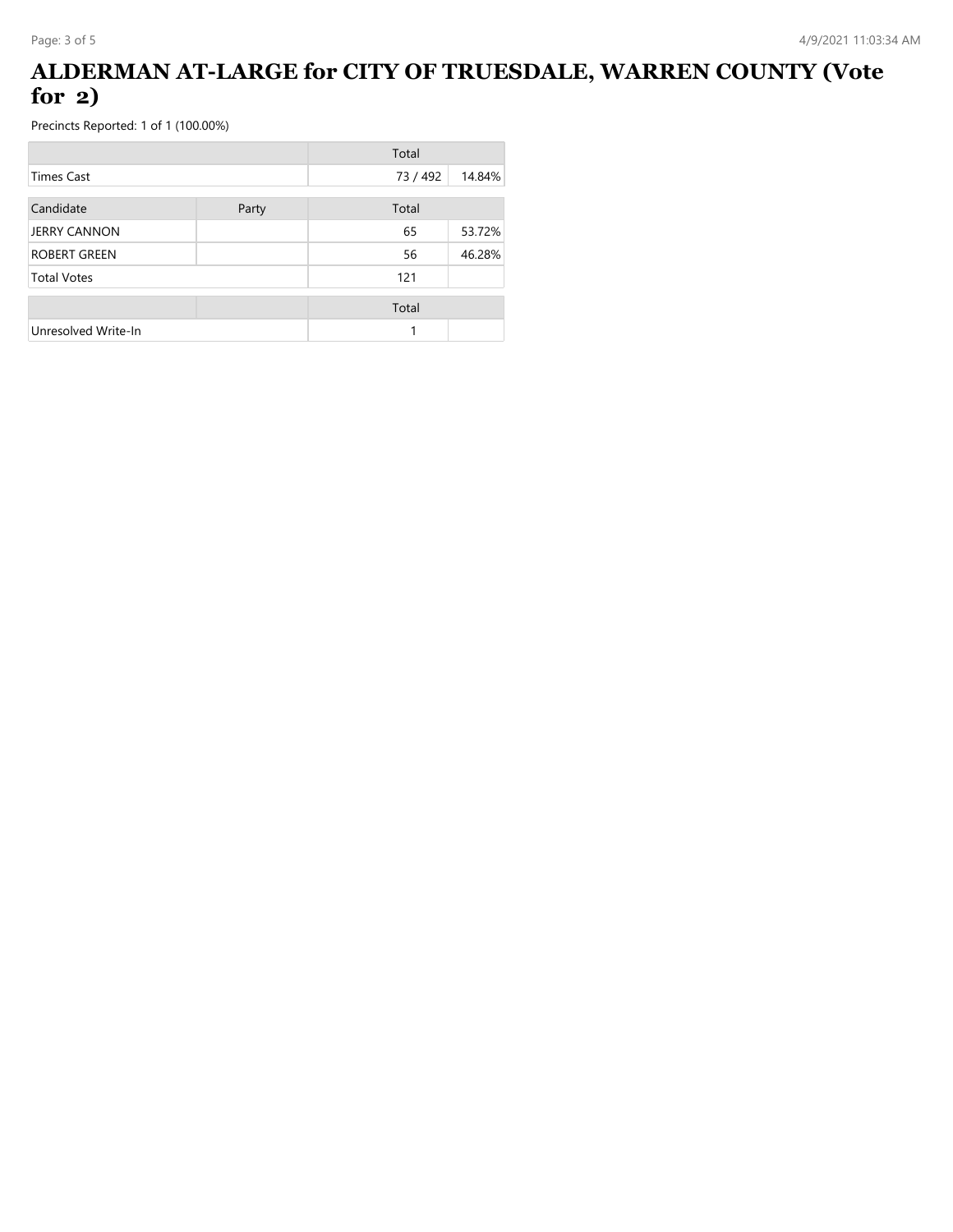# ALDERMAN AT-LARGE for CITY OF TRUESDALE, WARREN COUNTY (Vote for 2)

Precincts Reported: 1 of 1 (100.00%)

| | | Total | |
|---|---|---|---|
| Times Cast | | 73 / 492 | 14.84% |

| Candidate | Party | Total | |
|---|---|---|---|
| JERRY CANNON | | 65 | 53.72% |
| ROBERT GREEN | | 56 | 46.28% |
| Total Votes | | 121 | |

| | | Total | |
|---|---|---|---|
| Unresolved Write-In | | 1 | |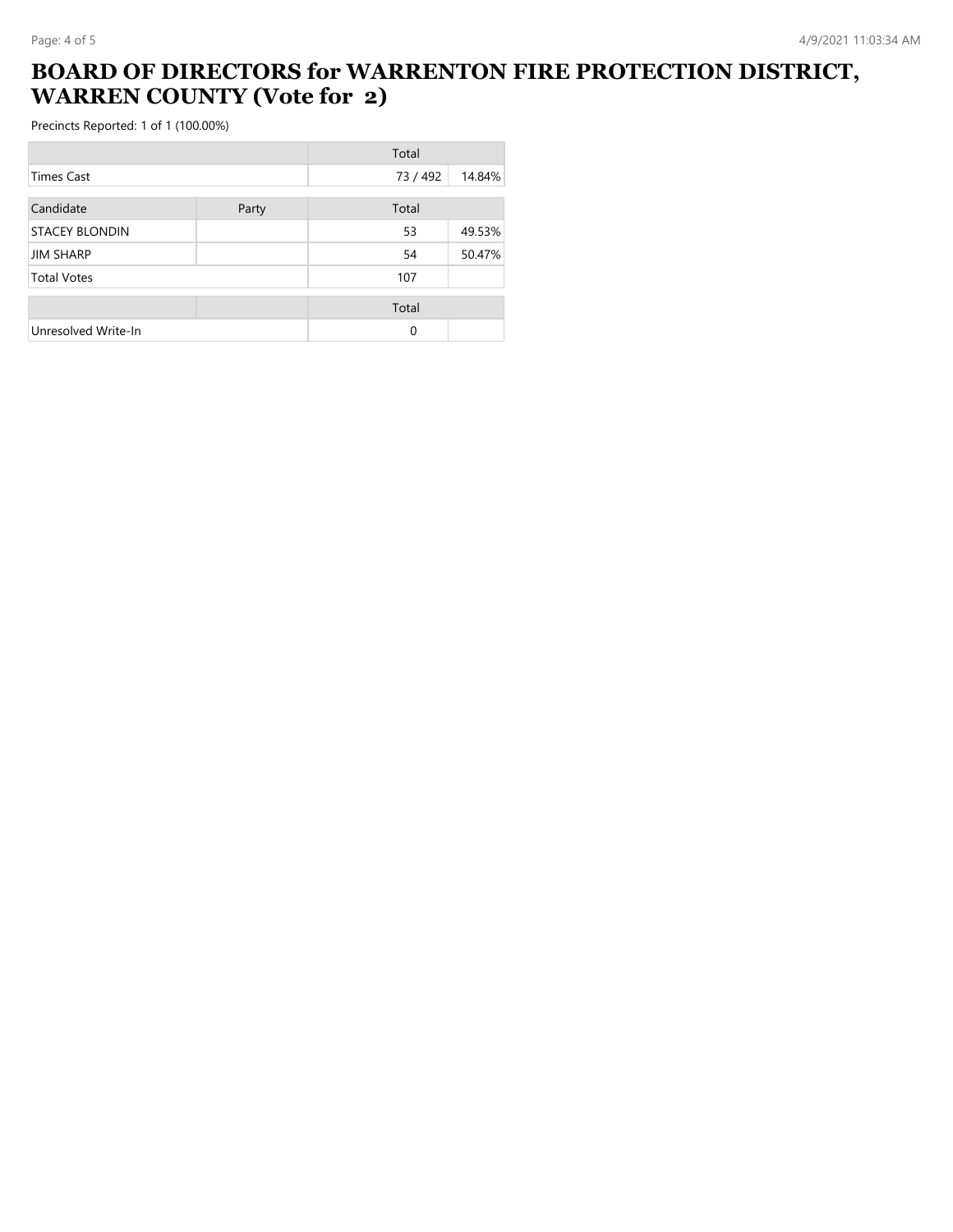# BOARD OF DIRECTORS for WARRENTON FIRE PROTECTION DISTRICT, WARREN COUNTY (Vote for 2)

Precincts Reported: 1 of 1 (100.00%)

| | | Total | |
|---|---|---|---|
| Times Cast | | 73 / 492 | 14.84% |

| Candidate | Party | Total | |
|---|---|---|---|
| STACEY BLONDIN | | 53 | 49.53% |
| JIM SHARP | | 54 | 50.47% |
| Total Votes | | 107 | |

| | | Total | |
|---|---|---|---|
| Unresolved Write-In | | 0 | |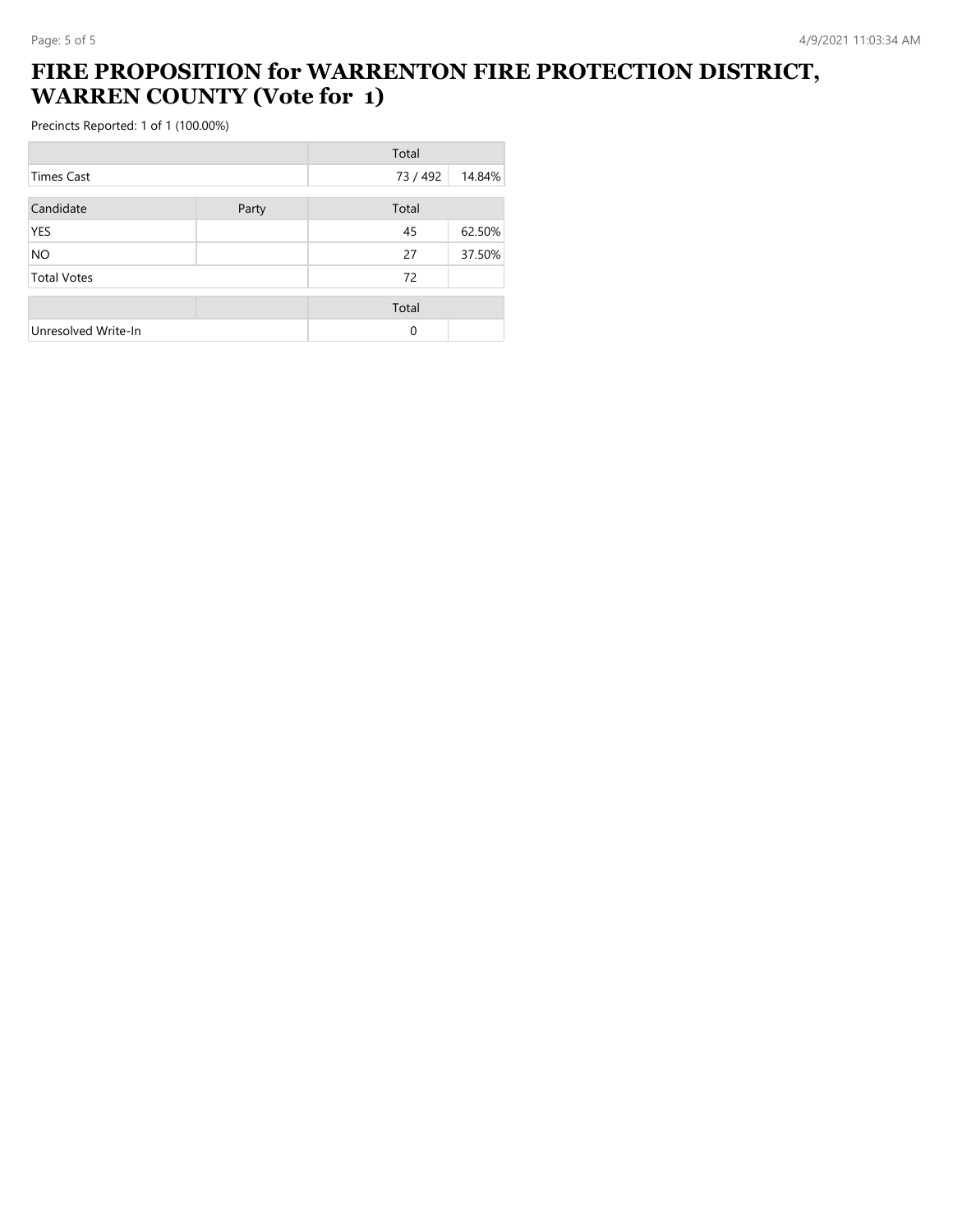# FIRE PROPOSITION for WARRENTON FIRE PROTECTION DISTRICT, WARREN COUNTY (Vote for 1)

Precincts Reported: 1 of 1 (100.00%)

| | | Total | |
|---|---|---|---|
| Times Cast | | 73 / 492 | 14.84% |

| Candidate | Party | Total | |
|---|---|---|---|
| YES | | 45 | 62.50% |
| NO | | 27 | 37.50% |
| Total Votes | | 72 | |

| | | Total | |
|---|---|---|---|
| Unresolved Write-In | | 0 | |